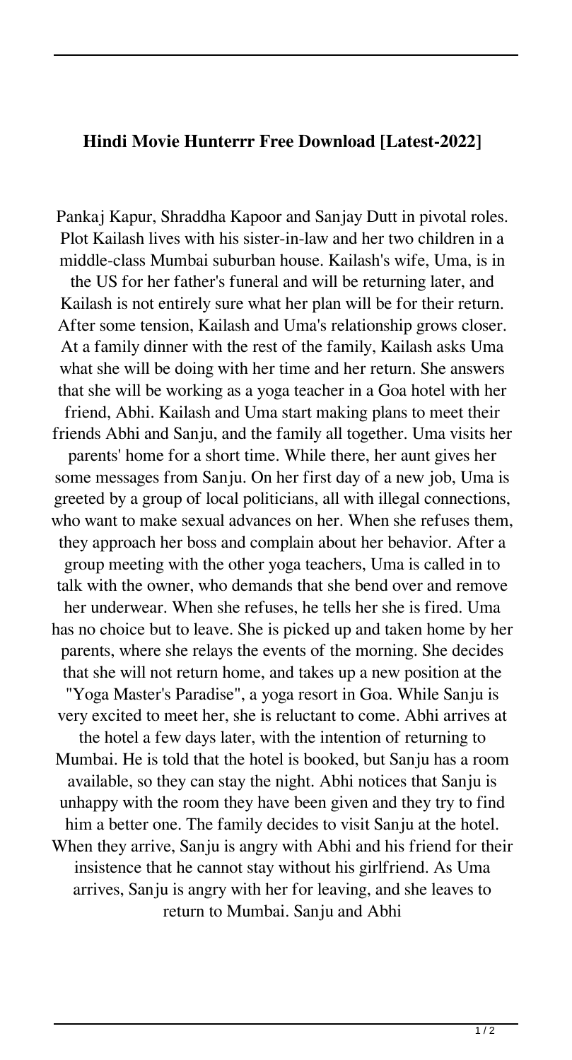**Hindi Movie Hunterrr Free Download [Latest-2022]**

Pankaj Kapur, Shraddha Kapoor and Sanjay Dutt in pivotal roles. Plot Kailash lives with his sister-in-law and her two children in a middle-class Mumbai suburban house. Kailash's wife, Uma, is in the US for her father's funeral and will be returning later, and Kailash is not entirely sure what her plan will be for their return. After some tension, Kailash and Uma's relationship grows closer. At a family dinner with the rest of the family, Kailash asks Uma what she will be doing with her time and her return. She answers that she will be working as a yoga teacher in a Goa hotel with her friend, Abhi. Kailash and Uma start making plans to meet their friends Abhi and Sanju, and the family all together. Uma visits her parents' home for a short time. While there, her aunt gives her some messages from Sanju. On her first day of a new job, Uma is greeted by a group of local politicians, all with illegal connections, who want to make sexual advances on her. When she refuses them, they approach her boss and complain about her behavior. After a group meeting with the other yoga teachers, Uma is called in to talk with the owner, who demands that she bend over and remove her underwear. When she refuses, he tells her she is fired. Uma has no choice but to leave. She is picked up and taken home by her parents, where she relays the events of the morning. She decides that she will not return home, and takes up a new position at the "Yoga Master's Paradise", a yoga resort in Goa. While Sanju is very excited to meet her, she is reluctant to come. Abhi arrives at the hotel a few days later, with the intention of returning to Mumbai. He is told that the hotel is booked, but Sanju has a room available, so they can stay the night. Abhi notices that Sanju is unhappy with the room they have been given and they try to find him a better one. The family decides to visit Sanju at the hotel. When they arrive, Sanju is angry with Abhi and his friend for their insistence that he cannot stay without his girlfriend. As Uma arrives, Sanju is angry with her for leaving, and she leaves to return to Mumbai. Sanju and Abhi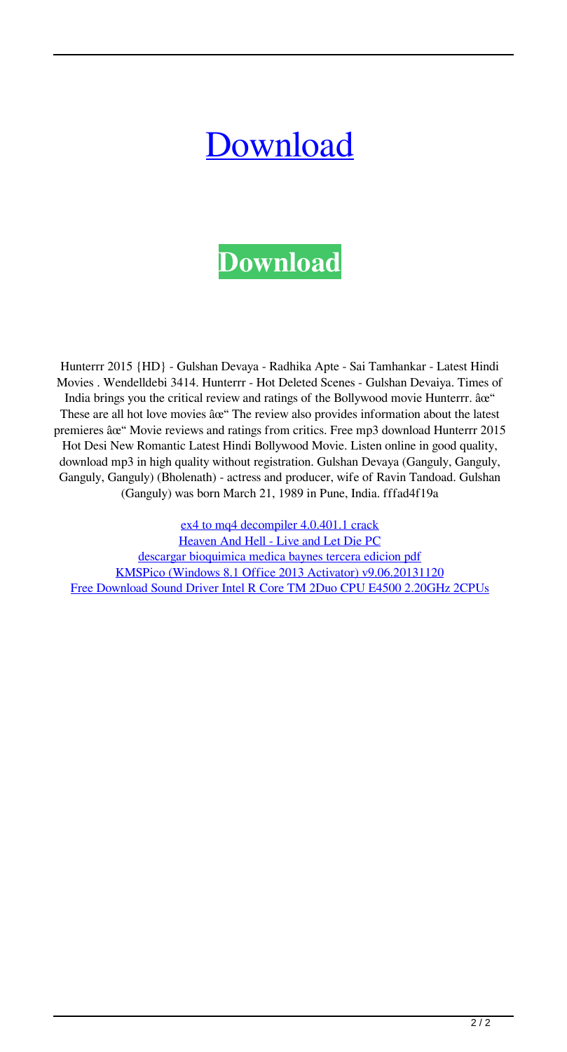# [Download](#)

**[Download](#)**

Hunterrr 2015 {HD} - Gulshan Devaya - Radhika Apte - Sai Tamhankar - Latest Hindi Movies . Wendelldebi 3414. Hunterrr - Hot Deleted Scenes - Gulshan Devaiya. Times of India brings you the critical review and ratings of the Bollywood movie Hunterrr. âœ" These are all hot love movies âœ" The review also provides information about the latest premieres âœ" Movie reviews and ratings from critics. Free mp3 download Hunterrr 2015 Hot Desi New Romantic Latest Hindi Bollywood Movie. Listen online in good quality, download mp3 in high quality without registration. Gulshan Devaya (Ganguly, Ganguly, Ganguly, Ganguly) (Bholenath) - actress and producer, wife of Ravin Tandoad. Gulshan (Ganguly) was born March 21, 1989 in Pune, India. fffad4f19a

[ex4 to mq4 decompiler 4.0.401.1 crack](#)
[Heaven And Hell - Live and Let Die PC](#)
[descargar bioquimica medica baynes tercera edicion pdf](#)
[KMSPico (Windows 8.1 Office 2013 Activator) v9.06.20131120](#)
[Free Download Sound Driver Intel R Core TM 2Duo CPU E4500 2.20GHz 2CPUs](#)